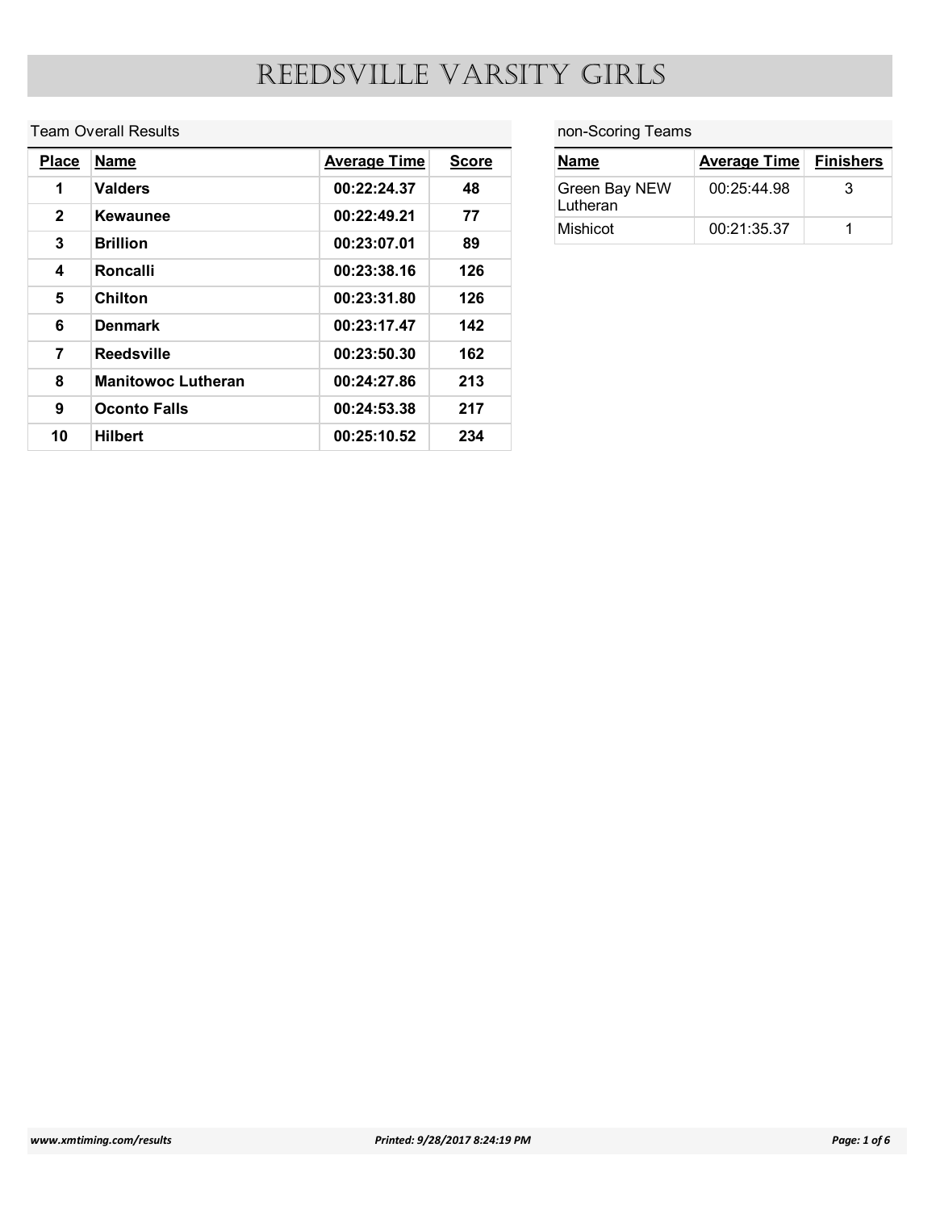# REEDSVILLE VARSITY GIRLS

## Team Overall Results

| Place | Name | Average Time | Score |
|---|---|---|---|
| 1 | **Valders** | **00:22:24.37** | **48** |
| 2 | **Kewaunee** | **00:22:49.21** | **77** |
| 3 | **Brillion** | **00:23:07.01** | **89** |
| 4 | **Roncalli** | **00:23:38.16** | **126** |
| 5 | **Chilton** | **00:23:31.80** | **126** |
| 6 | **Denmark** | **00:23:17.47** | **142** |
| 7 | **Reedsville** | **00:23:50.30** | **162** |
| 8 | **Manitowoc Lutheran** | **00:24:27.86** | **213** |
| 9 | **Oconto Falls** | **00:24:53.38** | **217** |
| 10 | **Hilbert** | **00:25:10.52** | **234** |

## non-Scoring Teams

| Name | Average Time | Finishers |
|---|---|---|
| Green Bay NEW Lutheran | 00:25:44.98 | 3 |
| Mishicot | 00:21:35.37 | 1 |

*www.xmtiming.com/results* *Printed: 9/28/2017 8:24:19 PM*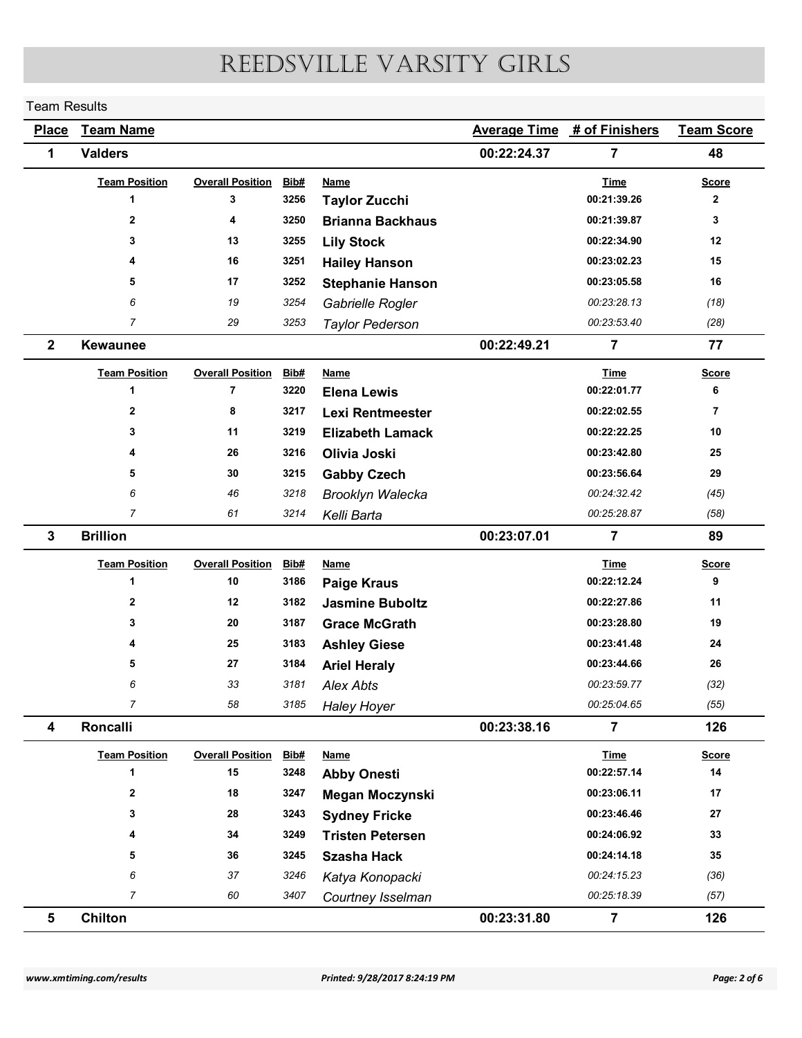# REEDSVILLE VARSITY GIRLS

Team Results

| Place | Team Name | Average Time | # of Finishers | Team Score |
|---|---|---|---|---|
| 1 | Valders | 00:22:24.37 | 7 | 48 |

| Team Position | Overall Position | Bib# | Name | Time | Score |
|---|---|---|---|---|---|
| 1 | 3 | 3256 | **Taylor Zucchi** | 00:21:39.26 | 2 |
| 2 | 4 | 3250 | **Brianna Backhaus** | 00:21:39.87 | 3 |
| 3 | 13 | 3255 | **Lily Stock** | 00:22:34.90 | 12 |
| 4 | 16 | 3251 | **Hailey Hanson** | 00:23:02.23 | 15 |
| 5 | 17 | 3252 | **Stephanie Hanson** | 00:23:05.58 | 16 |
| *6* | *19* | *3254* | *Gabrielle Rogler* | *00:23:28.13* | *(18)* |
| *7* | *29* | *3253* | *Taylor Pederson* | *00:23:53.40* | *(28)* |

| Place | Team Name | Average Time | # of Finishers | Team Score |
|---|---|---|---|---|
| 2 | Kewaunee | 00:22:49.21 | 7 | 77 |

| Team Position | Overall Position | Bib# | Name | Time | Score |
|---|---|---|---|---|---|
| 1 | 7 | 3220 | **Elena Lewis** | 00:22:01.77 | 6 |
| 2 | 8 | 3217 | **Lexi Rentmeester** | 00:22:02.55 | 7 |
| 3 | 11 | 3219 | **Elizabeth Lamack** | 00:22:22.25 | 10 |
| 4 | 26 | 3216 | **Olivia Joski** | 00:23:42.80 | 25 |
| 5 | 30 | 3215 | **Gabby Czech** | 00:23:56.64 | 29 |
| *6* | *46* | *3218* | *Brooklyn Walecka* | *00:24:32.42* | *(45)* |
| *7* | *61* | *3214* | *Kelli Barta* | *00:25:28.87* | *(58)* |

| Place | Team Name | Average Time | # of Finishers | Team Score |
|---|---|---|---|---|
| 3 | Brillion | 00:23:07.01 | 7 | 89 |

| Team Position | Overall Position | Bib# | Name | Time | Score |
|---|---|---|---|---|---|
| 1 | 10 | 3186 | **Paige Kraus** | 00:22:12.24 | 9 |
| 2 | 12 | 3182 | **Jasmine Buboltz** | 00:22:27.86 | 11 |
| 3 | 20 | 3187 | **Grace McGrath** | 00:23:28.80 | 19 |
| 4 | 25 | 3183 | **Ashley Giese** | 00:23:41.48 | 24 |
| 5 | 27 | 3184 | **Ariel Heraly** | 00:23:44.66 | 26 |
| *6* | *33* | *3181* | *Alex Abts* | *00:23:59.77* | *(32)* |
| *7* | *58* | *3185* | *Haley Hoyer* | *00:25:04.65* | *(55)* |

| Place | Team Name | Average Time | # of Finishers | Team Score |
|---|---|---|---|---|
| 4 | Roncalli | 00:23:38.16 | 7 | 126 |

| Team Position | Overall Position | Bib# | Name | Time | Score |
|---|---|---|---|---|---|
| 1 | 15 | 3248 | **Abby Onesti** | 00:22:57.14 | 14 |
| 2 | 18 | 3247 | **Megan Moczynski** | 00:23:06.11 | 17 |
| 3 | 28 | 3243 | **Sydney Fricke** | 00:23:46.46 | 27 |
| 4 | 34 | 3249 | **Tristen Petersen** | 00:24:06.92 | 33 |
| 5 | 36 | 3245 | **Szasha Hack** | 00:24:14.18 | 35 |
| *6* | *37* | *3246* | *Katya Konopacki* | *00:24:15.23* | *(36)* |
| *7* | *60* | *3407* | *Courtney Isselman* | *00:25:18.39* | *(57)* |

| Place | Team Name | Average Time | # of Finishers | Team Score |
|---|---|---|---|---|
| 5 | Chilton | 00:23:31.80 | 7 | 126 |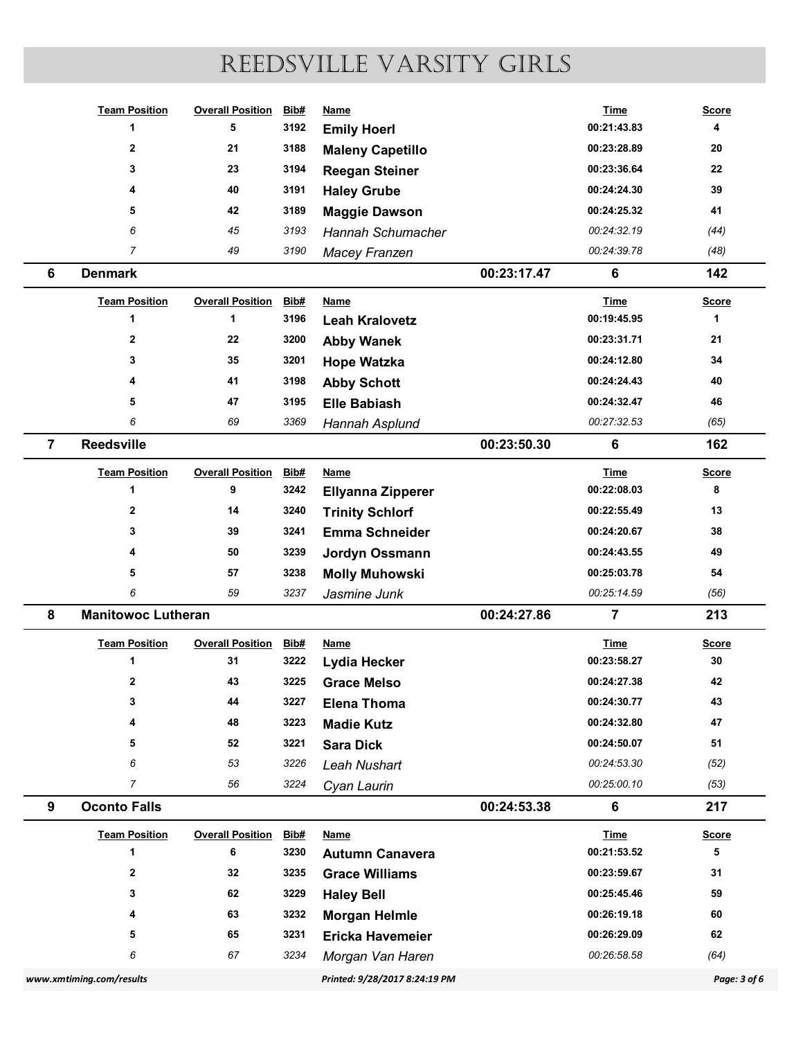# REEDSVILLE VARSITY GIRLS

| Team Position | Overall Position | Bib# | Name | | Time | Score |
|---|---|---|---|---|---|---|
| 1 | 5 | 3192 | **Emily Hoerl** | | 00:21:43.83 | 4 |
| 2 | 21 | 3188 | **Maleny Capetillo** | | 00:23:28.89 | 20 |
| 3 | 23 | 3194 | **Reegan Steiner** | | 00:23:36.64 | 22 |
| 4 | 40 | 3191 | **Haley Grube** | | 00:24:24.30 | 39 |
| 5 | 42 | 3189 | **Maggie Dawson** | | 00:24:25.32 | 41 |
| *6* | *45* | *3193* | *Hannah Schumacher* | | *00:24:32.19* | *(44)* |
| *7* | *49* | *3190* | *Macey Franzen* | | *00:24:39.78* | *(48)* |

| Place | Team | Avg Time | Runners | Score |
|---|---|---|---|---|
| **6** | **Denmark** | **00:23:17.47** | **6** | **142** |

| Team Position | Overall Position | Bib# | Name | Time | Score |
|---|---|---|---|---|---|
| 1 | 1 | 3196 | **Leah Kralovetz** | 00:19:45.95 | 1 |
| 2 | 22 | 3200 | **Abby Wanek** | 00:23:31.71 | 21 |
| 3 | 35 | 3201 | **Hope Watzka** | 00:24:12.80 | 34 |
| 4 | 41 | 3198 | **Abby Schott** | 00:24:24.43 | 40 |
| 5 | 47 | 3195 | **Elle Babiash** | 00:24:32.47 | 46 |
| *6* | *69* | *3369* | *Hannah Asplund* | *00:27:32.53* | *(65)* |

| Place | Team | Avg Time | Runners | Score |
|---|---|---|---|---|
| **7** | **Reedsville** | **00:23:50.30** | **6** | **162** |

| Team Position | Overall Position | Bib# | Name | Time | Score |
|---|---|---|---|---|---|
| 1 | 9 | 3242 | **Ellyanna Zipperer** | 00:22:08.03 | 8 |
| 2 | 14 | 3240 | **Trinity Schlorf** | 00:22:55.49 | 13 |
| 3 | 39 | 3241 | **Emma Schneider** | 00:24:20.67 | 38 |
| 4 | 50 | 3239 | **Jordyn Ossmann** | 00:24:43.55 | 49 |
| 5 | 57 | 3238 | **Molly Muhowski** | 00:25:03.78 | 54 |
| *6* | *59* | *3237* | *Jasmine Junk* | *00:25:14.59* | *(56)* |

| Place | Team | Avg Time | Runners | Score |
|---|---|---|---|---|
| **8** | **Manitowoc Lutheran** | **00:24:27.86** | **7** | **213** |

| Team Position | Overall Position | Bib# | Name | Time | Score |
|---|---|---|---|---|---|
| 1 | 31 | 3222 | **Lydia Hecker** | 00:23:58.27 | 30 |
| 2 | 43 | 3225 | **Grace Melso** | 00:24:27.38 | 42 |
| 3 | 44 | 3227 | **Elena Thoma** | 00:24:30.77 | 43 |
| 4 | 48 | 3223 | **Madie Kutz** | 00:24:32.80 | 47 |
| 5 | 52 | 3221 | **Sara Dick** | 00:24:50.07 | 51 |
| *6* | *53* | *3226* | *Leah Nushart* | *00:24:53.30* | *(52)* |
| *7* | *56* | *3224* | *Cyan Laurin* | *00:25:00.10* | *(53)* |

| Place | Team | Avg Time | Runners | Score |
|---|---|---|---|---|
| **9** | **Oconto Falls** | **00:24:53.38** | **6** | **217** |

| Team Position | Overall Position | Bib# | Name | Time | Score |
|---|---|---|---|---|---|
| 1 | 6 | 3230 | **Autumn Canavera** | 00:21:53.52 | 5 |
| 2 | 32 | 3235 | **Grace Williams** | 00:23:59.67 | 31 |
| 3 | 62 | 3229 | **Haley Bell** | 00:25:45.46 | 59 |
| 4 | 63 | 3232 | **Morgan Helmle** | 00:26:19.18 | 60 |
| 5 | 65 | 3231 | **Ericka Havemeier** | 00:26:29.09 | 62 |
| *6* | *67* | *3234* | *Morgan Van Haren* | *00:26:58.58* | *(64)* |

www.xmtiming.com/results — Printed: 9/28/2017 8:24:19 PM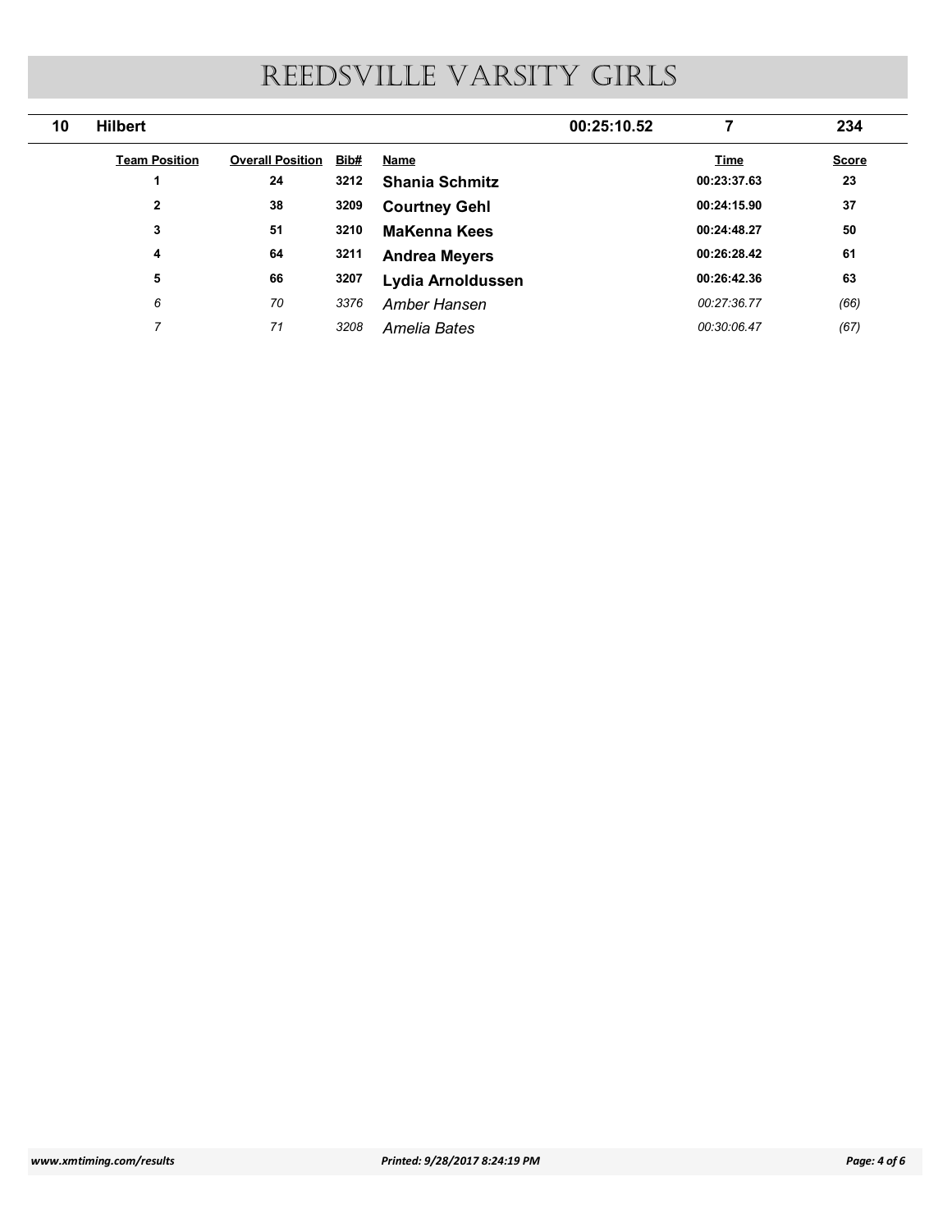# REEDSVILLE VARSITY GIRLS

| 10 | Hilbert | | | 00:25:10.52 | 7 | 234 |
|---|---|---|---|---|---|---|
| **Team Position** | **Overall Position** | **Bib#** | **Name** | **Time** | **Score** | |
| **1** | **24** | **3212** | **Shania Schmitz** | **00:23:37.63** | **23** | |
| **2** | **38** | **3209** | **Courtney Gehl** | **00:24:15.90** | **37** | |
| **3** | **51** | **3210** | **MaKenna Kees** | **00:24:48.27** | **50** | |
| **4** | **64** | **3211** | **Andrea Meyers** | **00:26:28.42** | **61** | |
| **5** | **66** | **3207** | **Lydia Arnoldussen** | **00:26:42.36** | **63** | |
| *6* | *70* | *3376* | *Amber Hansen* | *00:27:36.77* | *(66)* | |
| *7* | *71* | *3208* | *Amelia Bates* | *00:30:06.47* | *(67)* | |

*www.xmtiming.com/results* *Printed: 9/28/2017 8:24:19 PM*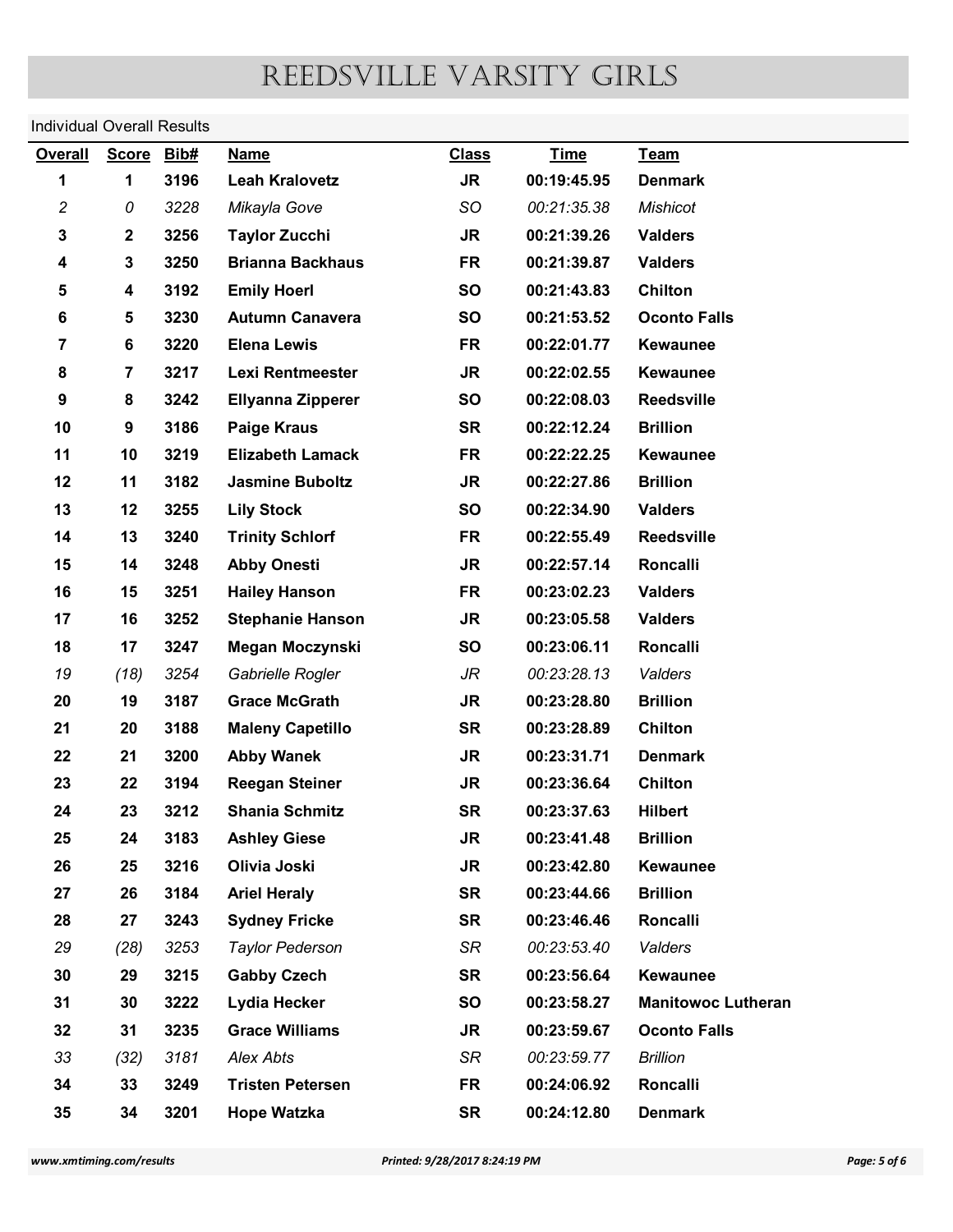# REEDSVILLE VARSITY GIRLS

Individual Overall Results

| Overall | Score | Bib# | Name | Class | Time | Team |
|---|---|---|---|---|---|---|
| **1** | **1** | **3196** | **Leah Kralovetz** | **JR** | **00:19:45.95** | **Denmark** |
| *2* | *0* | *3228* | *Mikayla Gove* | *SO* | *00:21:35.38* | *Mishicot* |
| **3** | **2** | **3256** | **Taylor Zucchi** | **JR** | **00:21:39.26** | **Valders** |
| **4** | **3** | **3250** | **Brianna Backhaus** | **FR** | **00:21:39.87** | **Valders** |
| **5** | **4** | **3192** | **Emily Hoerl** | **SO** | **00:21:43.83** | **Chilton** |
| **6** | **5** | **3230** | **Autumn Canavera** | **SO** | **00:21:53.52** | **Oconto Falls** |
| **7** | **6** | **3220** | **Elena Lewis** | **FR** | **00:22:01.77** | **Kewaunee** |
| **8** | **7** | **3217** | **Lexi Rentmeester** | **JR** | **00:22:02.55** | **Kewaunee** |
| **9** | **8** | **3242** | **Ellyanna Zipperer** | **SO** | **00:22:08.03** | **Reedsville** |
| **10** | **9** | **3186** | **Paige Kraus** | **SR** | **00:22:12.24** | **Brillion** |
| **11** | **10** | **3219** | **Elizabeth Lamack** | **FR** | **00:22:22.25** | **Kewaunee** |
| **12** | **11** | **3182** | **Jasmine Buboltz** | **JR** | **00:22:27.86** | **Brillion** |
| **13** | **12** | **3255** | **Lily Stock** | **SO** | **00:22:34.90** | **Valders** |
| **14** | **13** | **3240** | **Trinity Schlorf** | **FR** | **00:22:55.49** | **Reedsville** |
| **15** | **14** | **3248** | **Abby Onesti** | **JR** | **00:22:57.14** | **Roncalli** |
| **16** | **15** | **3251** | **Hailey Hanson** | **FR** | **00:23:02.23** | **Valders** |
| **17** | **16** | **3252** | **Stephanie Hanson** | **JR** | **00:23:05.58** | **Valders** |
| **18** | **17** | **3247** | **Megan Moczynski** | **SO** | **00:23:06.11** | **Roncalli** |
| *19* | *(18)* | *3254* | *Gabrielle Rogler* | *JR* | *00:23:28.13* | *Valders* |
| **20** | **19** | **3187** | **Grace McGrath** | **JR** | **00:23:28.80** | **Brillion** |
| **21** | **20** | **3188** | **Maleny Capetillo** | **SR** | **00:23:28.89** | **Chilton** |
| **22** | **21** | **3200** | **Abby Wanek** | **JR** | **00:23:31.71** | **Denmark** |
| **23** | **22** | **3194** | **Reegan Steiner** | **JR** | **00:23:36.64** | **Chilton** |
| **24** | **23** | **3212** | **Shania Schmitz** | **SR** | **00:23:37.63** | **Hilbert** |
| **25** | **24** | **3183** | **Ashley Giese** | **JR** | **00:23:41.48** | **Brillion** |
| **26** | **25** | **3216** | **Olivia Joski** | **JR** | **00:23:42.80** | **Kewaunee** |
| **27** | **26** | **3184** | **Ariel Heraly** | **SR** | **00:23:44.66** | **Brillion** |
| **28** | **27** | **3243** | **Sydney Fricke** | **SR** | **00:23:46.46** | **Roncalli** |
| *29* | *(28)* | *3253* | *Taylor Pederson* | *SR* | *00:23:53.40* | *Valders* |
| **30** | **29** | **3215** | **Gabby Czech** | **SR** | **00:23:56.64** | **Kewaunee** |
| **31** | **30** | **3222** | **Lydia Hecker** | **SO** | **00:23:58.27** | **Manitowoc Lutheran** |
| **32** | **31** | **3235** | **Grace Williams** | **JR** | **00:23:59.67** | **Oconto Falls** |
| *33* | *(32)* | *3181* | *Alex Abts* | *SR* | *00:23:59.77* | *Brillion* |
| **34** | **33** | **3249** | **Tristen Petersen** | **FR** | **00:24:06.92** | **Roncalli** |
| **35** | **34** | **3201** | **Hope Watzka** | **SR** | **00:24:12.80** | **Denmark** |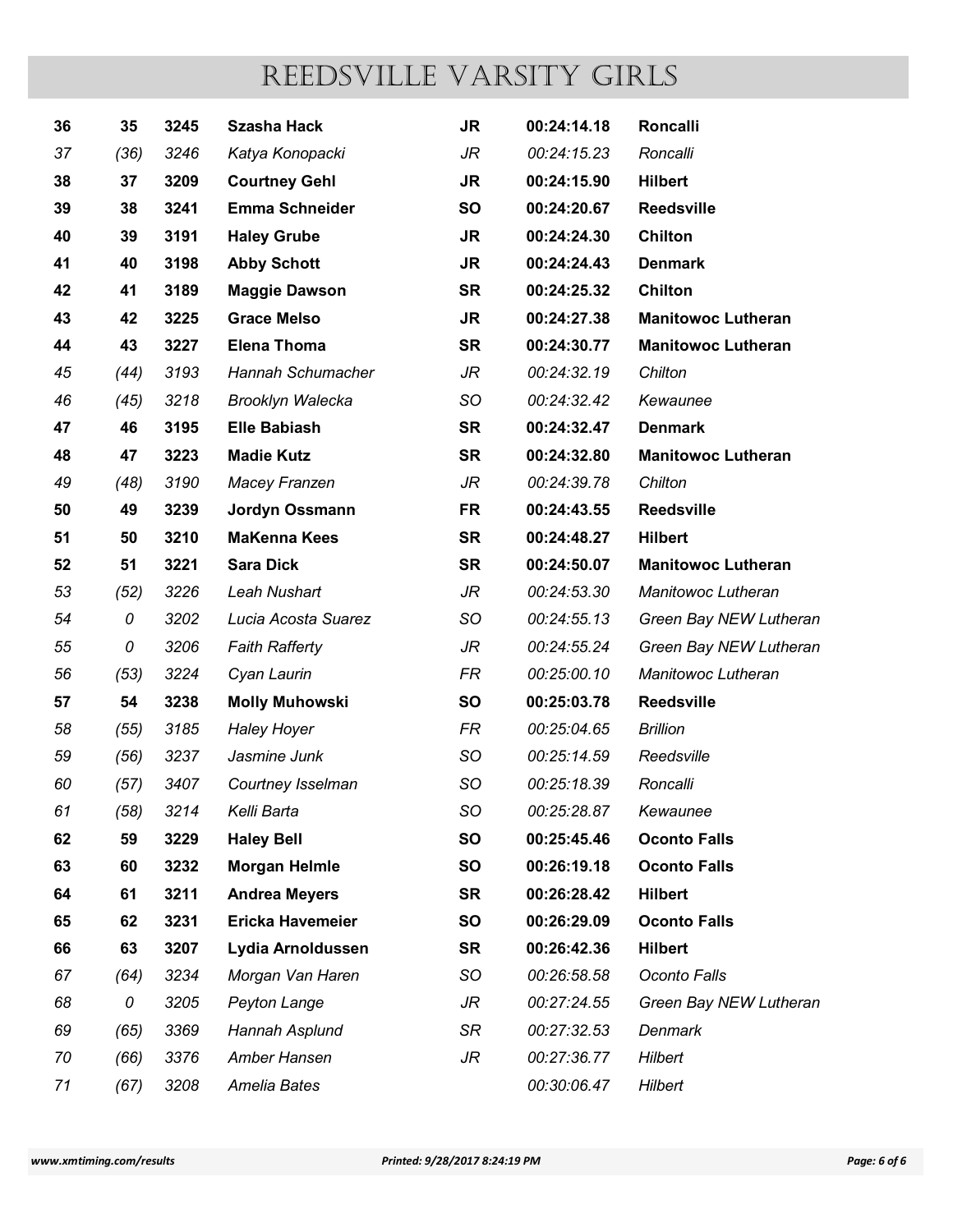# REEDSVILLE VARSITY GIRLS

| | | | | | | |
|---|---|---|---|---|---|---|
| **36** | **35** | **3245** | **Szasha Hack** | **JR** | **00:24:14.18** | **Roncalli** |
| *37* | *(36)* | *3246* | *Katya Konopacki* | *JR* | *00:24:15.23* | *Roncalli* |
| **38** | **37** | **3209** | **Courtney Gehl** | **JR** | **00:24:15.90** | **Hilbert** |
| **39** | **38** | **3241** | **Emma Schneider** | **SO** | **00:24:20.67** | **Reedsville** |
| **40** | **39** | **3191** | **Haley Grube** | **JR** | **00:24:24.30** | **Chilton** |
| **41** | **40** | **3198** | **Abby Schott** | **JR** | **00:24:24.43** | **Denmark** |
| **42** | **41** | **3189** | **Maggie Dawson** | **SR** | **00:24:25.32** | **Chilton** |
| **43** | **42** | **3225** | **Grace Melso** | **JR** | **00:24:27.38** | **Manitowoc Lutheran** |
| **44** | **43** | **3227** | **Elena Thoma** | **SR** | **00:24:30.77** | **Manitowoc Lutheran** |
| *45* | *(44)* | *3193* | *Hannah Schumacher* | *JR* | *00:24:32.19* | *Chilton* |
| *46* | *(45)* | *3218* | *Brooklyn Walecka* | *SO* | *00:24:32.42* | *Kewaunee* |
| **47** | **46** | **3195** | **Elle Babiash** | **SR** | **00:24:32.47** | **Denmark** |
| **48** | **47** | **3223** | **Madie Kutz** | **SR** | **00:24:32.80** | **Manitowoc Lutheran** |
| *49* | *(48)* | *3190* | *Macey Franzen* | *JR* | *00:24:39.78* | *Chilton* |
| **50** | **49** | **3239** | **Jordyn Ossmann** | **FR** | **00:24:43.55** | **Reedsville** |
| **51** | **50** | **3210** | **MaKenna Kees** | **SR** | **00:24:48.27** | **Hilbert** |
| **52** | **51** | **3221** | **Sara Dick** | **SR** | **00:24:50.07** | **Manitowoc Lutheran** |
| *53* | *(52)* | *3226* | *Leah Nushart* | *JR* | *00:24:53.30* | *Manitowoc Lutheran* |
| *54* | *0* | *3202* | *Lucia Acosta Suarez* | *SO* | *00:24:55.13* | *Green Bay NEW Lutheran* |
| *55* | *0* | *3206* | *Faith Rafferty* | *JR* | *00:24:55.24* | *Green Bay NEW Lutheran* |
| *56* | *(53)* | *3224* | *Cyan Laurin* | *FR* | *00:25:00.10* | *Manitowoc Lutheran* |
| **57** | **54** | **3238** | **Molly Muhowski** | **SO** | **00:25:03.78** | **Reedsville** |
| *58* | *(55)* | *3185* | *Haley Hoyer* | *FR* | *00:25:04.65* | *Brillion* |
| *59* | *(56)* | *3237* | *Jasmine Junk* | *SO* | *00:25:14.59* | *Reedsville* |
| *60* | *(57)* | *3407* | *Courtney Isselman* | *SO* | *00:25:18.39* | *Roncalli* |
| *61* | *(58)* | *3214* | *Kelli Barta* | *SO* | *00:25:28.87* | *Kewaunee* |
| **62** | **59** | **3229** | **Haley Bell** | **SO** | **00:25:45.46** | **Oconto Falls** |
| **63** | **60** | **3232** | **Morgan Helmle** | **SO** | **00:26:19.18** | **Oconto Falls** |
| **64** | **61** | **3211** | **Andrea Meyers** | **SR** | **00:26:28.42** | **Hilbert** |
| **65** | **62** | **3231** | **Ericka Havemeier** | **SO** | **00:26:29.09** | **Oconto Falls** |
| **66** | **63** | **3207** | **Lydia Arnoldussen** | **SR** | **00:26:42.36** | **Hilbert** |
| *67* | *(64)* | *3234* | *Morgan Van Haren* | *SO* | *00:26:58.58* | *Oconto Falls* |
| *68* | *0* | *3205* | *Peyton Lange* | *JR* | *00:27:24.55* | *Green Bay NEW Lutheran* |
| *69* | *(65)* | *3369* | *Hannah Asplund* | *SR* | *00:27:32.53* | *Denmark* |
| *70* | *(66)* | *3376* | *Amber Hansen* | *JR* | *00:27:36.77* | *Hilbert* |
| *71* | *(67)* | *3208* | *Amelia Bates* | | *00:30:06.47* | *Hilbert* |

*www.xmtiming.com/results* *Printed: 9/28/2017 8:24:19 PM*